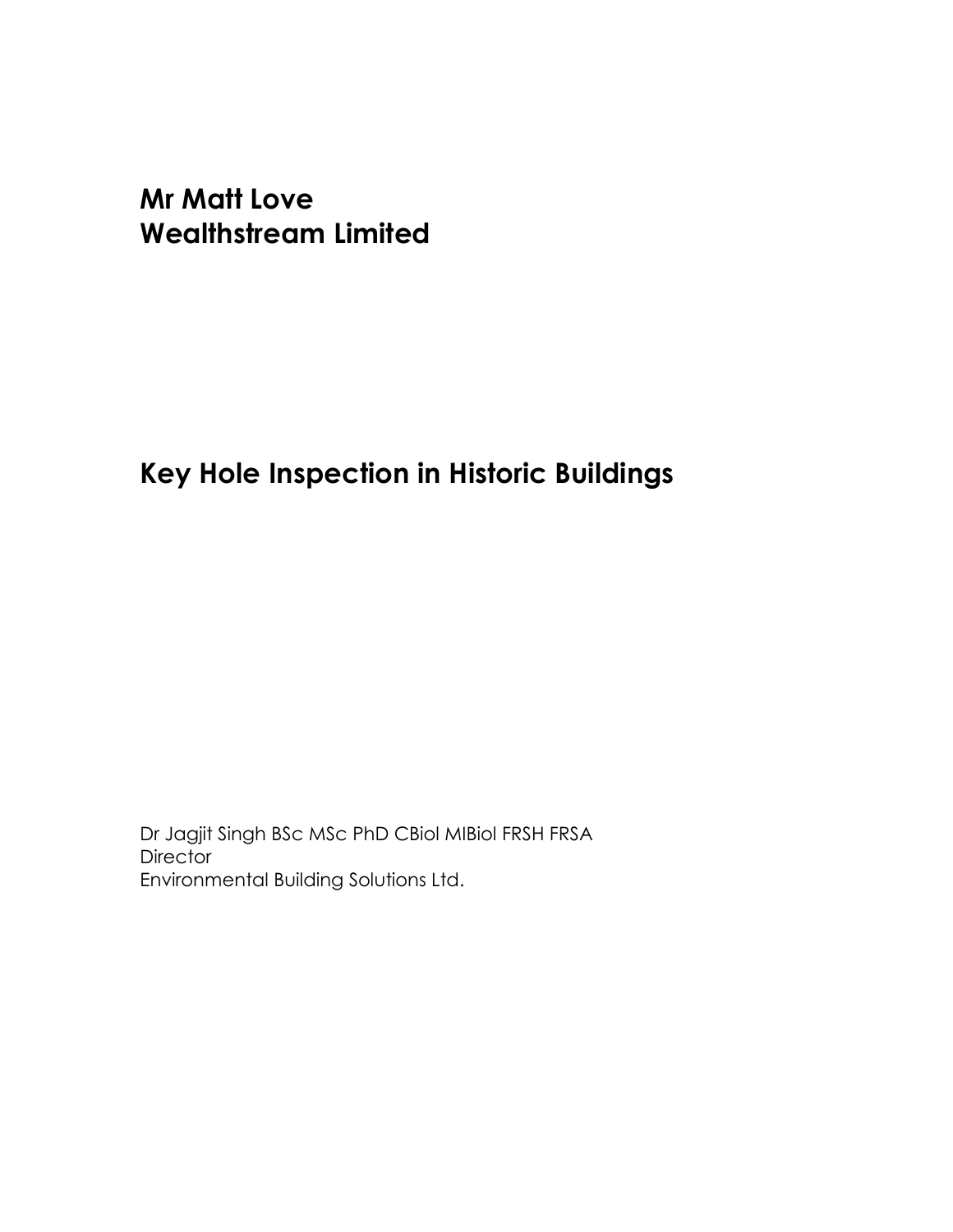**Mr Matt Love**
**Wealthstream Limited**

# Key Hole Inspection in Historic Buildings

Dr Jagjit Singh BSc MSc PhD CBiol MIBiol FRSH FRSA
Director
Environmental Building Solutions Ltd.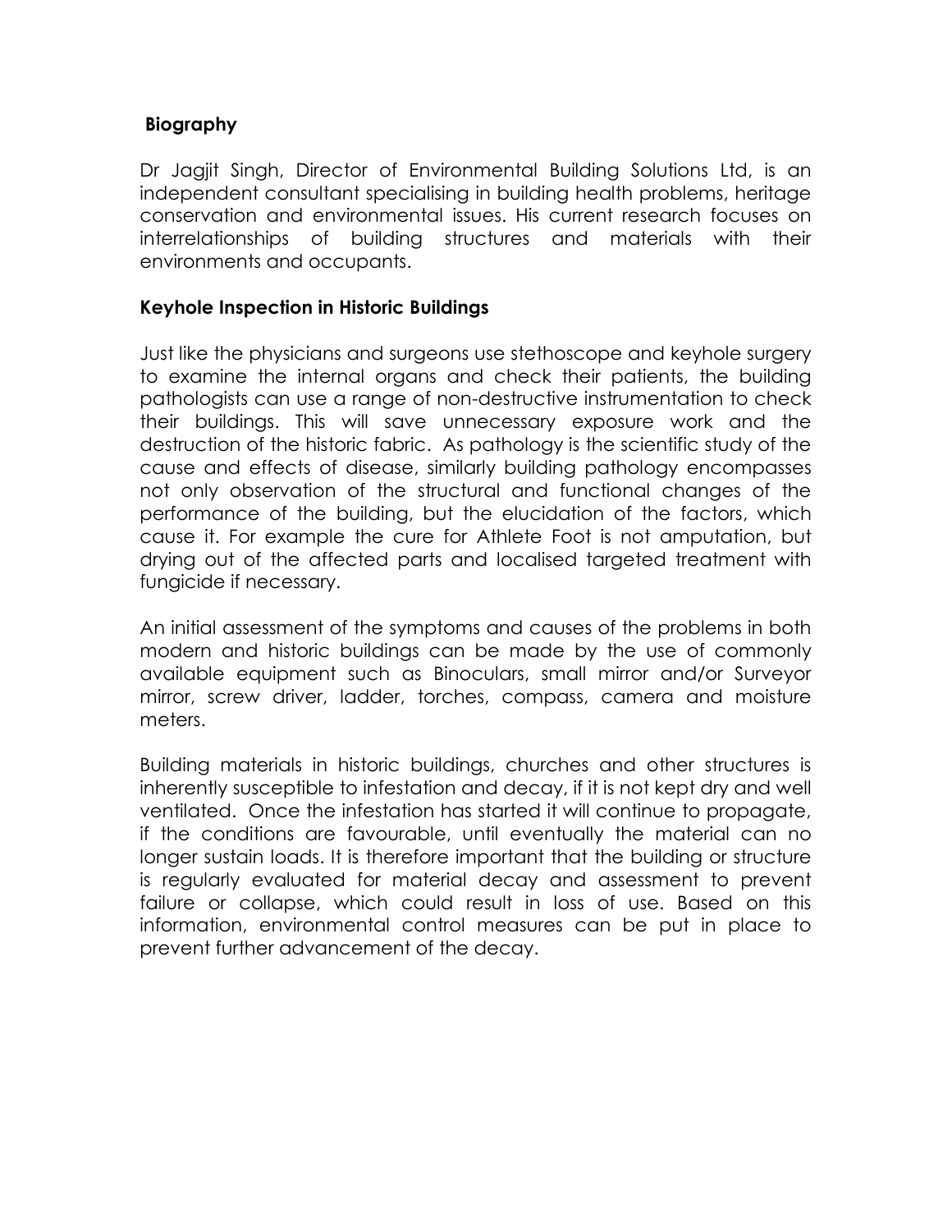**Biography**

Dr Jagjit Singh, Director of Environmental Building Solutions Ltd, is an independent consultant specialising in building health problems, heritage conservation and environmental issues. His current research focuses on interrelationships of building structures and materials with their environments and occupants.

**Keyhole Inspection in Historic Buildings**

Just like the physicians and surgeons use stethoscope and keyhole surgery to examine the internal organs and check their patients, the building pathologists can use a range of non-destructive instrumentation to check their buildings. This will save unnecessary exposure work and the destruction of the historic fabric. As pathology is the scientific study of the cause and effects of disease, similarly building pathology encompasses not only observation of the structural and functional changes of the performance of the building, but the elucidation of the factors, which cause it. For example the cure for Athlete Foot is not amputation, but drying out of the affected parts and localised targeted treatment with fungicide if necessary.

An initial assessment of the symptoms and causes of the problems in both modern and historic buildings can be made by the use of commonly available equipment such as Binoculars, small mirror and/or Surveyor mirror, screw driver, ladder, torches, compass, camera and moisture meters.

Building materials in historic buildings, churches and other structures is inherently susceptible to infestation and decay, if it is not kept dry and well ventilated. Once the infestation has started it will continue to propagate, if the conditions are favourable, until eventually the material can no longer sustain loads. It is therefore important that the building or structure is regularly evaluated for material decay and assessment to prevent failure or collapse, which could result in loss of use. Based on this information, environmental control measures can be put in place to prevent further advancement of the decay.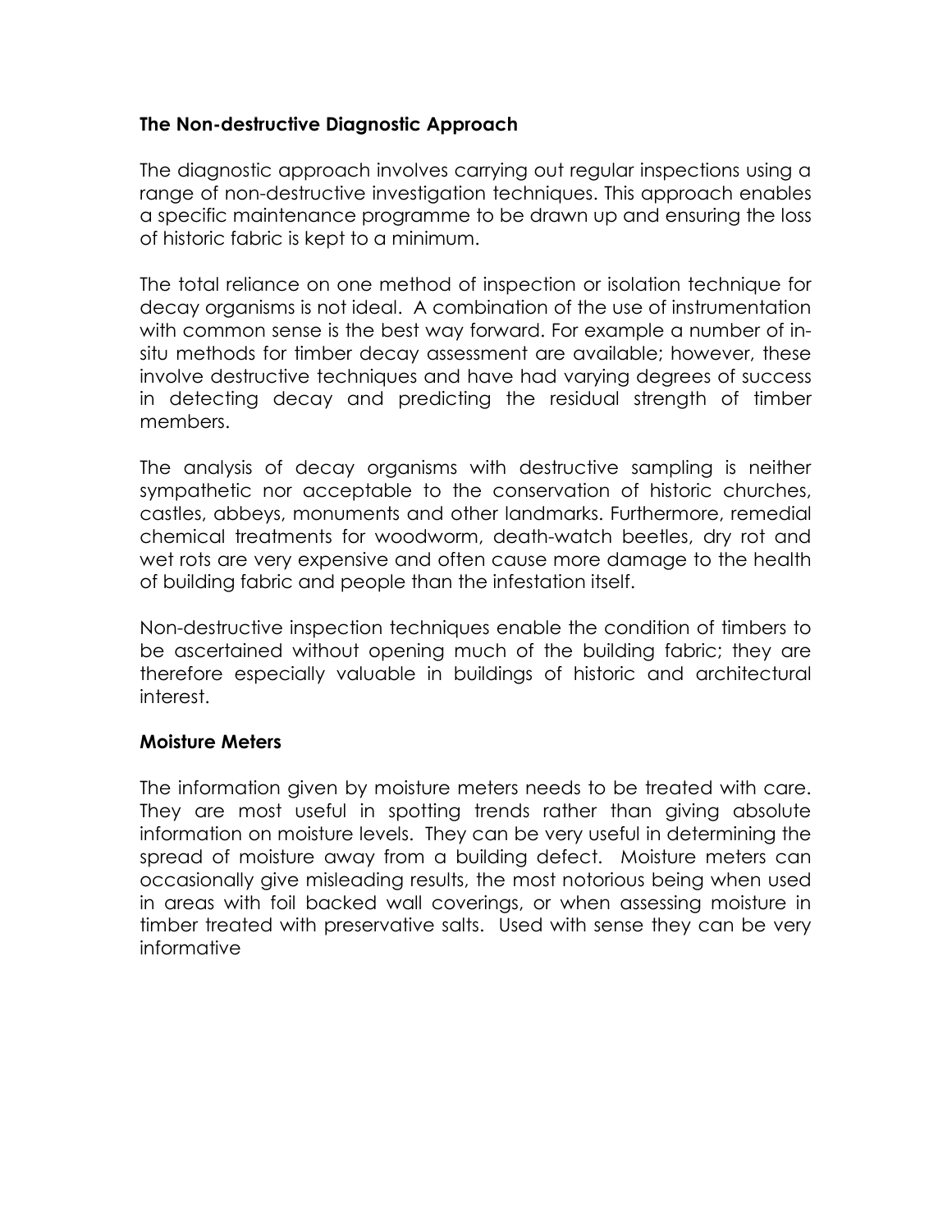**The Non-destructive Diagnostic Approach**

The diagnostic approach involves carrying out regular inspections using a range of non-destructive investigation techniques. This approach enables a specific maintenance programme to be drawn up and ensuring the loss of historic fabric is kept to a minimum.

The total reliance on one method of inspection or isolation technique for decay organisms is not ideal. A combination of the use of instrumentation with common sense is the best way forward. For example a number of in-situ methods for timber decay assessment are available; however, these involve destructive techniques and have had varying degrees of success in detecting decay and predicting the residual strength of timber members.

The analysis of decay organisms with destructive sampling is neither sympathetic nor acceptable to the conservation of historic churches, castles, abbeys, monuments and other landmarks. Furthermore, remedial chemical treatments for woodworm, death-watch beetles, dry rot and wet rots are very expensive and often cause more damage to the health of building fabric and people than the infestation itself.

Non-destructive inspection techniques enable the condition of timbers to be ascertained without opening much of the building fabric; they are therefore especially valuable in buildings of historic and architectural interest.

**Moisture Meters**

The information given by moisture meters needs to be treated with care. They are most useful in spotting trends rather than giving absolute information on moisture levels. They can be very useful in determining the spread of moisture away from a building defect. Moisture meters can occasionally give misleading results, the most notorious being when used in areas with foil backed wall coverings, or when assessing moisture in timber treated with preservative salts. Used with sense they can be very informative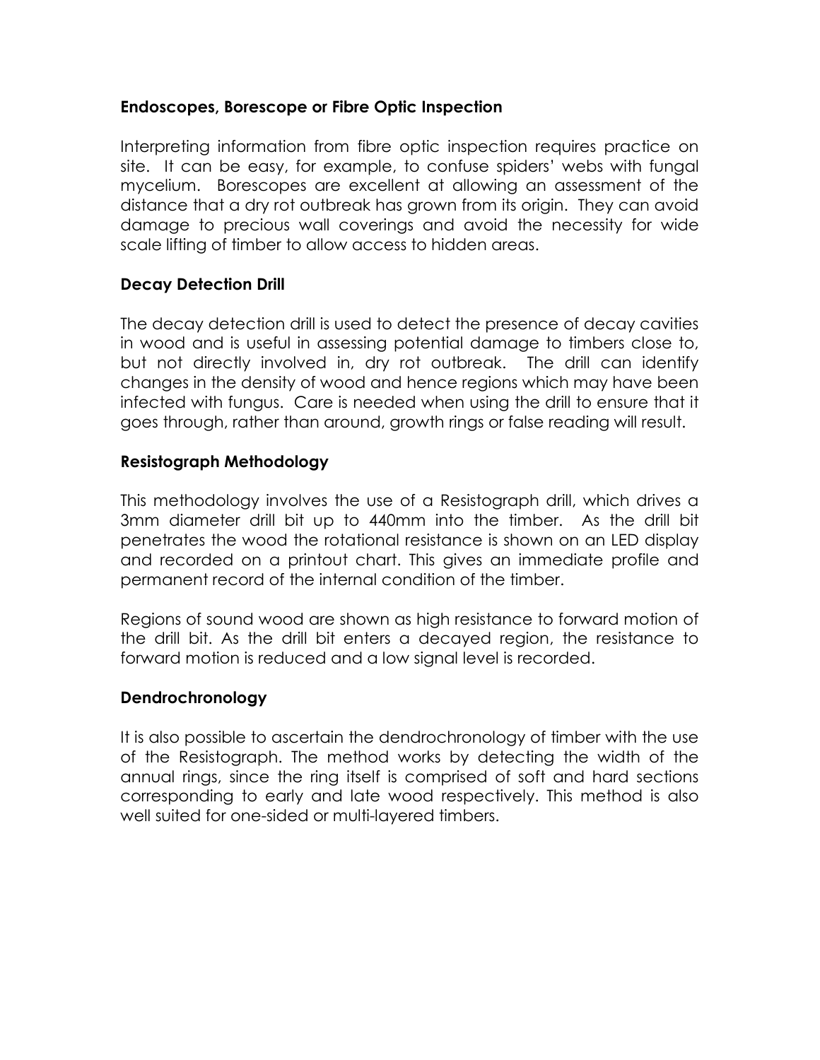## Endoscopes, Borescope or Fibre Optic Inspection

Interpreting information from fibre optic inspection requires practice on site. It can be easy, for example, to confuse spiders' webs with fungal mycelium. Borescopes are excellent at allowing an assessment of the distance that a dry rot outbreak has grown from its origin. They can avoid damage to precious wall coverings and avoid the necessity for wide scale lifting of timber to allow access to hidden areas.

## Decay Detection Drill

The decay detection drill is used to detect the presence of decay cavities in wood and is useful in assessing potential damage to timbers close to, but not directly involved in, dry rot outbreak. The drill can identify changes in the density of wood and hence regions which may have been infected with fungus. Care is needed when using the drill to ensure that it goes through, rather than around, growth rings or false reading will result.

## Resistograph Methodology

This methodology involves the use of a Resistograph drill, which drives a 3mm diameter drill bit up to 440mm into the timber. As the drill bit penetrates the wood the rotational resistance is shown on an LED display and recorded on a printout chart. This gives an immediate profile and permanent record of the internal condition of the timber.

Regions of sound wood are shown as high resistance to forward motion of the drill bit. As the drill bit enters a decayed region, the resistance to forward motion is reduced and a low signal level is recorded.

## Dendrochronology

It is also possible to ascertain the dendrochronology of timber with the use of the Resistograph. The method works by detecting the width of the annual rings, since the ring itself is comprised of soft and hard sections corresponding to early and late wood respectively. This method is also well suited for one-sided or multi-layered timbers.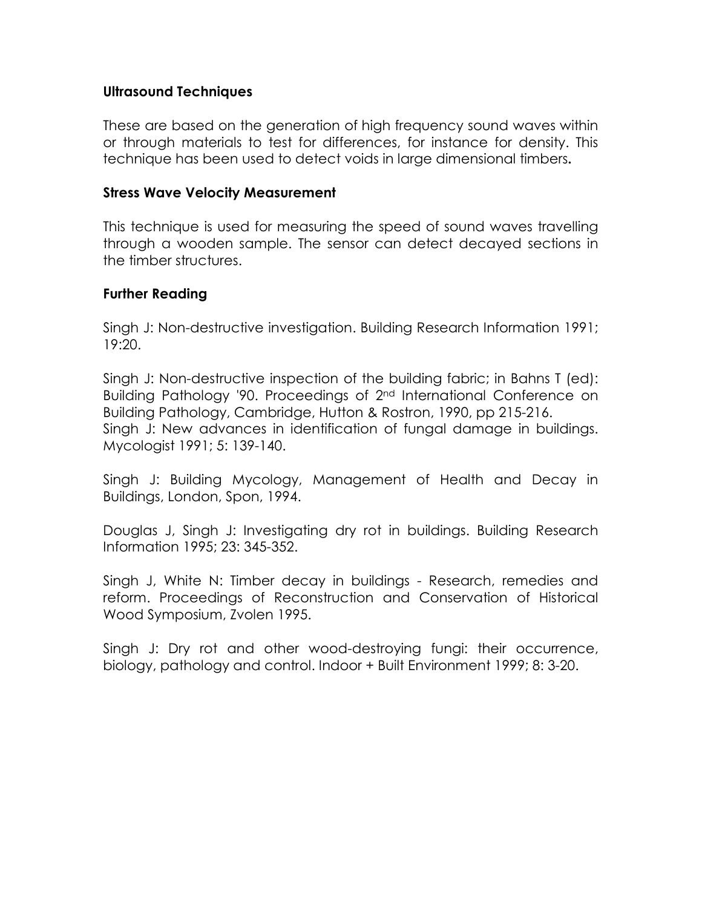### Ultrasound Techniques

These are based on the generation of high frequency sound waves within or through materials to test for differences, for instance for density. This technique has been used to detect voids in large dimensional timbers**.**

### Stress Wave Velocity Measurement

This technique is used for measuring the speed of sound waves travelling through a wooden sample. The sensor can detect decayed sections in the timber structures.

### Further Reading

Singh J: Non-destructive investigation. Building Research Information 1991; 19:20.

Singh J: Non-destructive inspection of the building fabric; in Bahns T (ed): Building Pathology '90. Proceedings of 2nd International Conference on Building Pathology, Cambridge, Hutton & Rostron, 1990, pp 215-216.
Singh J: New advances in identification of fungal damage in buildings. Mycologist 1991; 5: 139-140.

Singh J: Building Mycology, Management of Health and Decay in Buildings, London, Spon, 1994.

Douglas J, Singh J: Investigating dry rot in buildings. Building Research Information 1995; 23: 345-352.

Singh J, White N: Timber decay in buildings - Research, remedies and reform. Proceedings of Reconstruction and Conservation of Historical Wood Symposium, Zvolen 1995.

Singh J: Dry rot and other wood-destroying fungi: their occurrence, biology, pathology and control. Indoor + Built Environment 1999; 8: 3-20.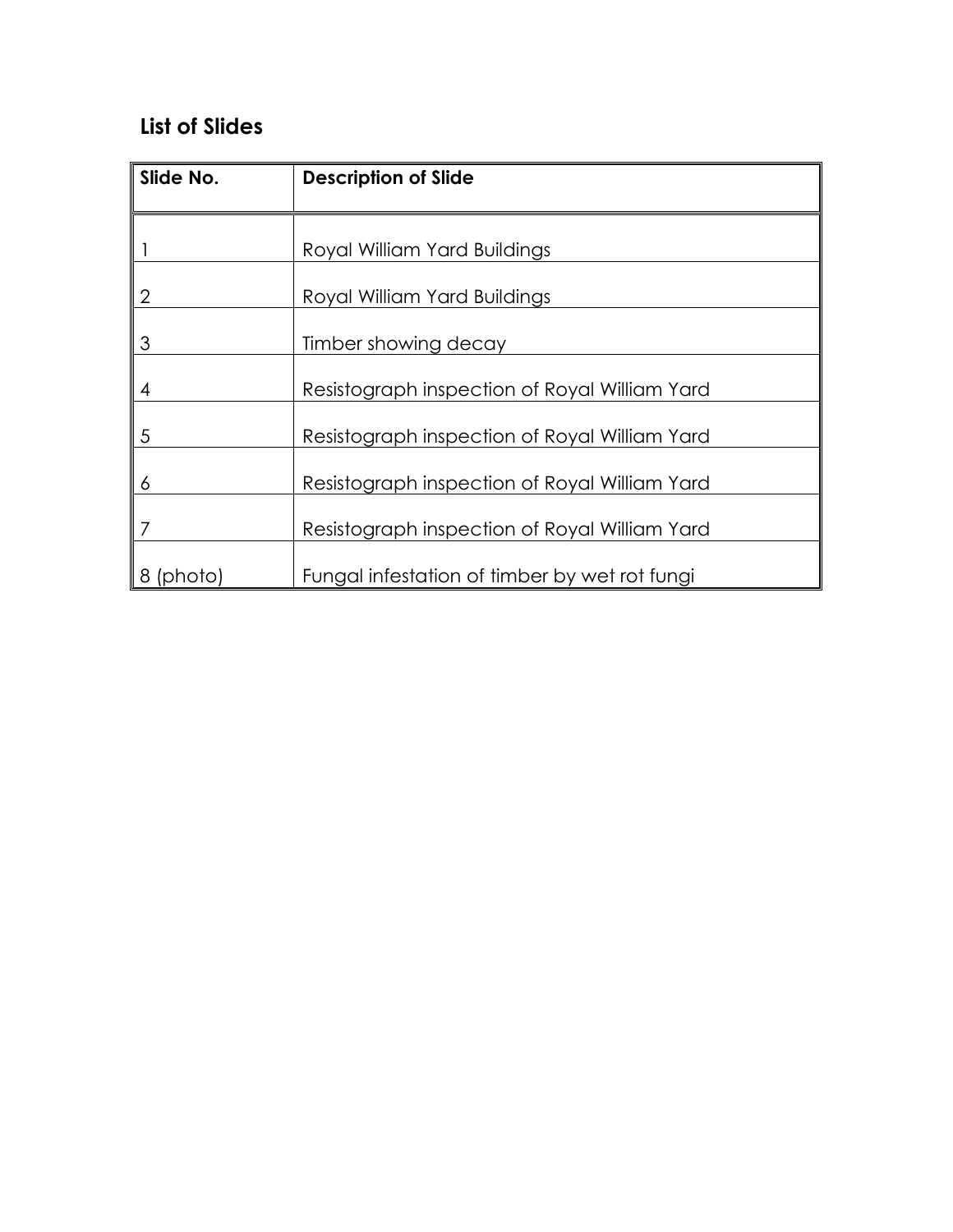## List of Slides

| Slide No. | Description of Slide |
|---|---|
| 1 | Royal William Yard Buildings |
| 2 | Royal William Yard Buildings |
| 3 | Timber showing decay |
| 4 | Resistograph inspection of Royal William Yard |
| 5 | Resistograph inspection of Royal William Yard |
| 6 | Resistograph inspection of Royal William Yard |
| 7 | Resistograph inspection of Royal William Yard |
| 8 (photo) | Fungal infestation of timber by wet rot fungi |